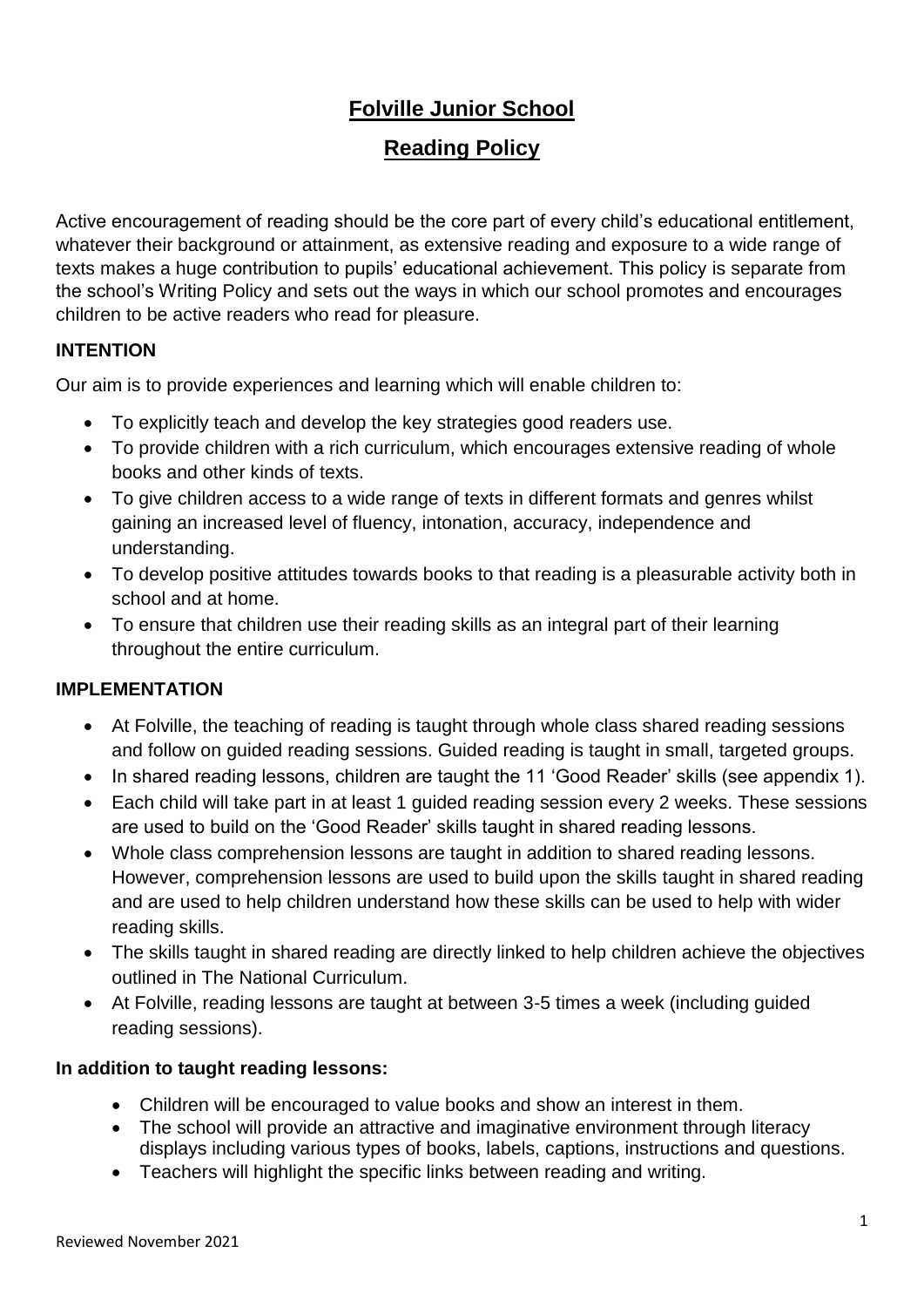# Folville Junior School

## Reading Policy

Active encouragement of reading should be the core part of every child's educational entitlement, whatever their background or attainment, as extensive reading and exposure to a wide range of texts makes a huge contribution to pupils' educational achievement. This policy is separate from the school's Writing Policy and sets out the ways in which our school promotes and encourages children to be active readers who read for pleasure.

### INTENTION

Our aim is to provide experiences and learning which will enable children to:

- To explicitly teach and develop the key strategies good readers use.
- To provide children with a rich curriculum, which encourages extensive reading of whole books and other kinds of texts.
- To give children access to a wide range of texts in different formats and genres whilst gaining an increased level of fluency, intonation, accuracy, independence and understanding.
- To develop positive attitudes towards books to that reading is a pleasurable activity both in school and at home.
- To ensure that children use their reading skills as an integral part of their learning throughout the entire curriculum.

### IMPLEMENTATION

- At Folville, the teaching of reading is taught through whole class shared reading sessions and follow on guided reading sessions. Guided reading is taught in small, targeted groups.
- In shared reading lessons, children are taught the 11 'Good Reader' skills (see appendix 1).
- Each child will take part in at least 1 guided reading session every 2 weeks. These sessions are used to build on the 'Good Reader' skills taught in shared reading lessons.
- Whole class comprehension lessons are taught in addition to shared reading lessons. However, comprehension lessons are used to build upon the skills taught in shared reading and are used to help children understand how these skills can be used to help with wider reading skills.
- The skills taught in shared reading are directly linked to help children achieve the objectives outlined in The National Curriculum.
- At Folville, reading lessons are taught at between 3-5 times a week (including guided reading sessions).

**In addition to taught reading lessons:**

- Children will be encouraged to value books and show an interest in them.
- The school will provide an attractive and imaginative environment through literacy displays including various types of books, labels, captions, instructions and questions.
- Teachers will highlight the specific links between reading and writing.

Reviewed November 2021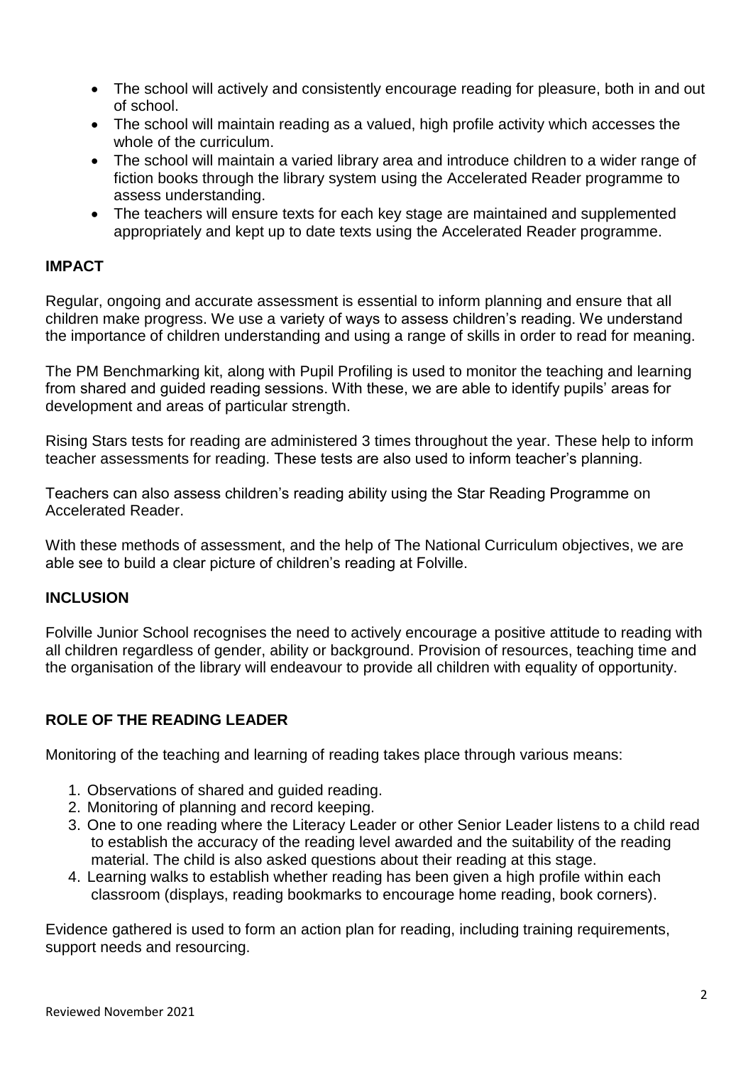- The school will actively and consistently encourage reading for pleasure, both in and out of school.
- The school will maintain reading as a valued, high profile activity which accesses the whole of the curriculum.
- The school will maintain a varied library area and introduce children to a wider range of fiction books through the library system using the Accelerated Reader programme to assess understanding.
- The teachers will ensure texts for each key stage are maintained and supplemented appropriately and kept up to date texts using the Accelerated Reader programme.

**IMPACT**

Regular, ongoing and accurate assessment is essential to inform planning and ensure that all children make progress. We use a variety of ways to assess children's reading. We understand the importance of children understanding and using a range of skills in order to read for meaning.

The PM Benchmarking kit, along with Pupil Profiling is used to monitor the teaching and learning from shared and guided reading sessions. With these, we are able to identify pupils' areas for development and areas of particular strength.

Rising Stars tests for reading are administered 3 times throughout the year. These help to inform teacher assessments for reading. These tests are also used to inform teacher's planning.

Teachers can also assess children's reading ability using the Star Reading Programme on Accelerated Reader.

With these methods of assessment, and the help of The National Curriculum objectives, we are able see to build a clear picture of children's reading at Folville.

**INCLUSION**

Folville Junior School recognises the need to actively encourage a positive attitude to reading with all children regardless of gender, ability or background. Provision of resources, teaching time and the organisation of the library will endeavour to provide all children with equality of opportunity.

**ROLE OF THE READING LEADER**

Monitoring of the teaching and learning of reading takes place through various means:

1. Observations of shared and guided reading.
2. Monitoring of planning and record keeping.
3. One to one reading where the Literacy Leader or other Senior Leader listens to a child read to establish the accuracy of the reading level awarded and the suitability of the reading material. The child is also asked questions about their reading at this stage.
4. Learning walks to establish whether reading has been given a high profile within each classroom (displays, reading bookmarks to encourage home reading, book corners).

Evidence gathered is used to form an action plan for reading, including training requirements, support needs and resourcing.

Reviewed November 2021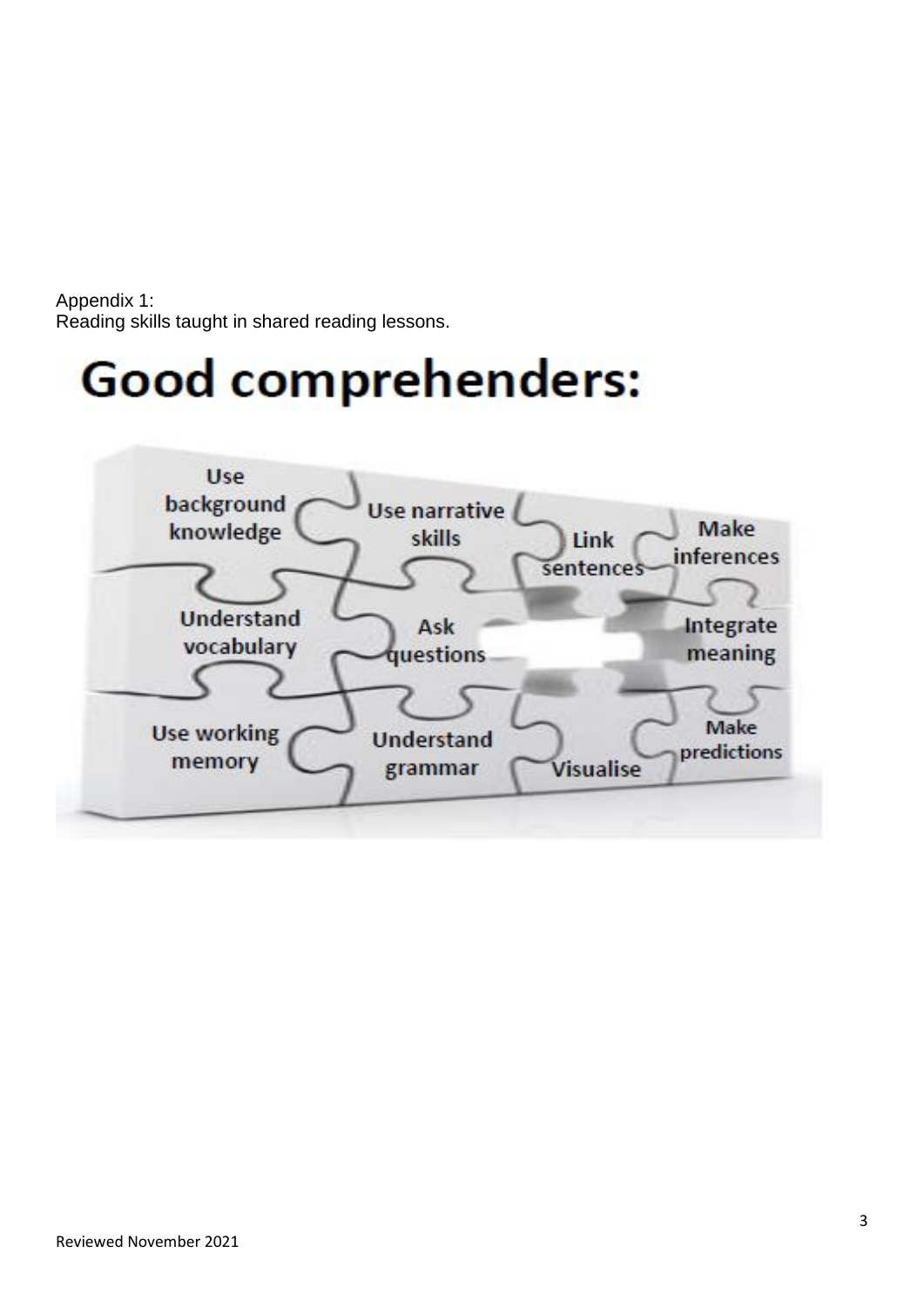Appendix 1:
Reading skills taught in shared reading lessons.

# Good comprehenders:

Use background knowledge

Use narrative skills

Link sentences

Make inferences

Understand vocabulary

Ask questions

Integrate meaning

Use working memory

Understand grammar

Visualise

Make predictions

Reviewed November 2021